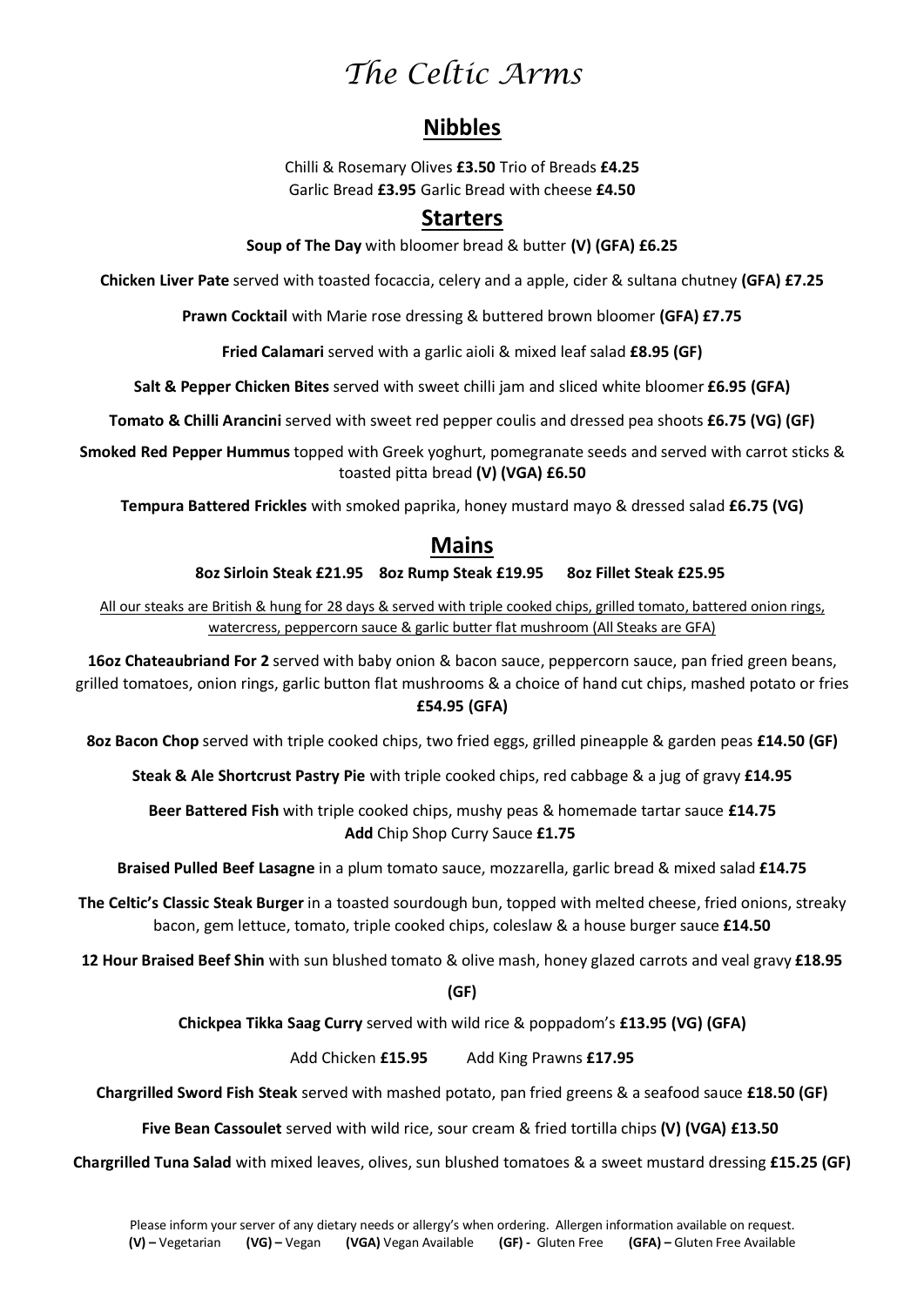# *The Celtic Arms*

## Nibbles

Chilli & Rosemary Olives **£3.50** Trio of Breads **£4.25**
Garlic Bread **£3.95** Garlic Bread with cheese **£4.50**

## Starters

**Soup of The Day** with bloomer bread & butter **(V) (GFA) £6.25**

**Chicken Liver Pate** served with toasted focaccia, celery and a apple, cider & sultana chutney **(GFA) £7.25**

**Prawn Cocktail** with Marie rose dressing & buttered brown bloomer **(GFA) £7.75**

**Fried Calamari** served with a garlic aioli & mixed leaf salad **£8.95 (GF)**

**Salt & Pepper Chicken Bites** served with sweet chilli jam and sliced white bloomer **£6.95 (GFA)**

**Tomato & Chilli Arancini** served with sweet red pepper coulis and dressed pea shoots **£6.75 (VG) (GF)**

**Smoked Red Pepper Hummus** topped with Greek yoghurt, pomegranate seeds and served with carrot sticks & toasted pitta bread **(V) (VGA) £6.50**

**Tempura Battered Frickles** with smoked paprika, honey mustard mayo & dressed salad **£6.75 (VG)**

## Mains

**8oz Sirloin Steak £21.95** **8oz Rump Steak £19.95** **8oz Fillet Steak £25.95**

All our steaks are British & hung for 28 days & served with triple cooked chips, grilled tomato, battered onion rings, watercress, peppercorn sauce & garlic butter flat mushroom (All Steaks are GFA)

**16oz Chateaubriand For 2** served with baby onion & bacon sauce, peppercorn sauce, pan fried green beans, grilled tomatoes, onion rings, garlic button flat mushrooms & a choice of hand cut chips, mashed potato or fries **£54.95 (GFA)**

**8oz Bacon Chop** served with triple cooked chips, two fried eggs, grilled pineapple & garden peas **£14.50 (GF)**

**Steak & Ale Shortcrust Pastry Pie** with triple cooked chips, red cabbage & a jug of gravy **£14.95**

**Beer Battered Fish** with triple cooked chips, mushy peas & homemade tartar sauce **£14.75**
**Add** Chip Shop Curry Sauce **£1.75**

**Braised Pulled Beef Lasagne** in a plum tomato sauce, mozzarella, garlic bread & mixed salad **£14.75**

**The Celtic's Classic Steak Burger** in a toasted sourdough bun, topped with melted cheese, fried onions, streaky bacon, gem lettuce, tomato, triple cooked chips, coleslaw & a house burger sauce **£14.50**

**12 Hour Braised Beef Shin** with sun blushed tomato & olive mash, honey glazed carrots and veal gravy **£18.95 (GF)**

**Chickpea Tikka Saag Curry** served with wild rice & poppadom's **£13.95 (VG) (GFA)**

Add Chicken **£15.95** Add King Prawns **£17.95**

**Chargrilled Sword Fish Steak** served with mashed potato, pan fried greens & a seafood sauce **£18.50 (GF)**

**Five Bean Cassoulet** served with wild rice, sour cream & fried tortilla chips **(V) (VGA) £13.50**

**Chargrilled Tuna Salad** with mixed leaves, olives, sun blushed tomatoes & a sweet mustard dressing **£15.25 (GF)**

Please inform your server of any dietary needs or allergy's when ordering. Allergen information available on request.
**(V) –** Vegetarian **(VG) –** Vegan **(VGA)** Vegan Available **(GF) -** Gluten Free **(GFA) –** Gluten Free Available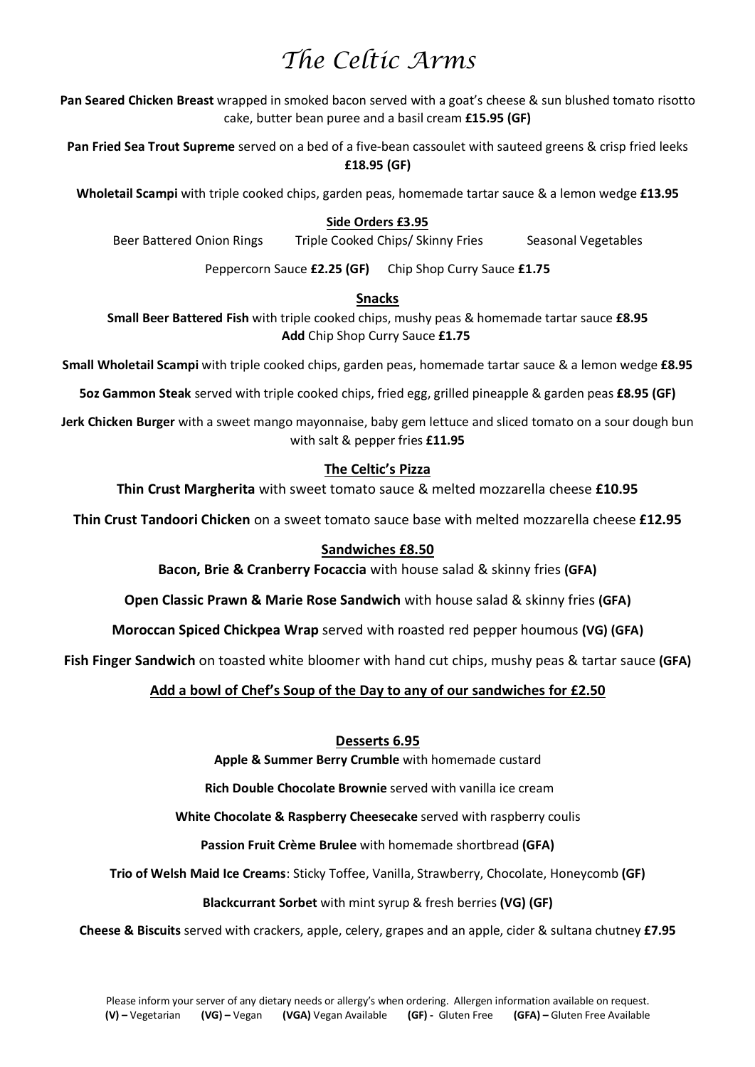# *The Celtic Arms*

**Pan Seared Chicken Breast** wrapped in smoked bacon served with a goat's cheese & sun blushed tomato risotto cake, butter bean puree and a basil cream **£15.95 (GF)**

**Pan Fried Sea Trout Supreme** served on a bed of a five-bean cassoulet with sauteed greens & crisp fried leeks **£18.95 (GF)**

**Wholetail Scampi** with triple cooked chips, garden peas, homemade tartar sauce & a lemon wedge **£13.95**

## Side Orders £3.95

Beer Battered Onion Rings    Triple Cooked Chips/ Skinny Fries    Seasonal Vegetables

Peppercorn Sauce **£2.25 (GF)**    Chip Shop Curry Sauce **£1.75**

## Snacks

**Small Beer Battered Fish** with triple cooked chips, mushy peas & homemade tartar sauce **£8.95**
**Add** Chip Shop Curry Sauce **£1.75**

**Small Wholetail Scampi** with triple cooked chips, garden peas, homemade tartar sauce & a lemon wedge **£8.95**

**5oz Gammon Steak** served with triple cooked chips, fried egg, grilled pineapple & garden peas **£8.95 (GF)**

**Jerk Chicken Burger** with a sweet mango mayonnaise, baby gem lettuce and sliced tomato on a sour dough bun with salt & pepper fries **£11.95**

## The Celtic's Pizza

**Thin Crust Margherita** with sweet tomato sauce & melted mozzarella cheese **£10.95**

**Thin Crust Tandoori Chicken** on a sweet tomato sauce base with melted mozzarella cheese **£12.95**

## Sandwiches £8.50

**Bacon, Brie & Cranberry Focaccia** with house salad & skinny fries **(GFA)**

**Open Classic Prawn & Marie Rose Sandwich** with house salad & skinny fries **(GFA)**

**Moroccan Spiced Chickpea Wrap** served with roasted red pepper houmous **(VG) (GFA)**

**Fish Finger Sandwich** on toasted white bloomer with hand cut chips, mushy peas & tartar sauce **(GFA)**

**Add a bowl of Chef's Soup of the Day to any of our sandwiches for £2.50**

## Desserts 6.95

**Apple & Summer Berry Crumble** with homemade custard

**Rich Double Chocolate Brownie** served with vanilla ice cream

**White Chocolate & Raspberry Cheesecake** served with raspberry coulis

**Passion Fruit Crème Brulee** with homemade shortbread **(GFA)**

**Trio of Welsh Maid Ice Creams**: Sticky Toffee, Vanilla, Strawberry, Chocolate, Honeycomb **(GF)**

**Blackcurrant Sorbet** with mint syrup & fresh berries **(VG) (GF)**

**Cheese & Biscuits** served with crackers, apple, celery, grapes and an apple, cider & sultana chutney **£7.95**

Please inform your server of any dietary needs or allergy's when ordering. Allergen information available on request.
**(V) –** Vegetarian **(VG) –** Vegan **(VGA)** Vegan Available **(GF) -** Gluten Free **(GFA) –** Gluten Free Available